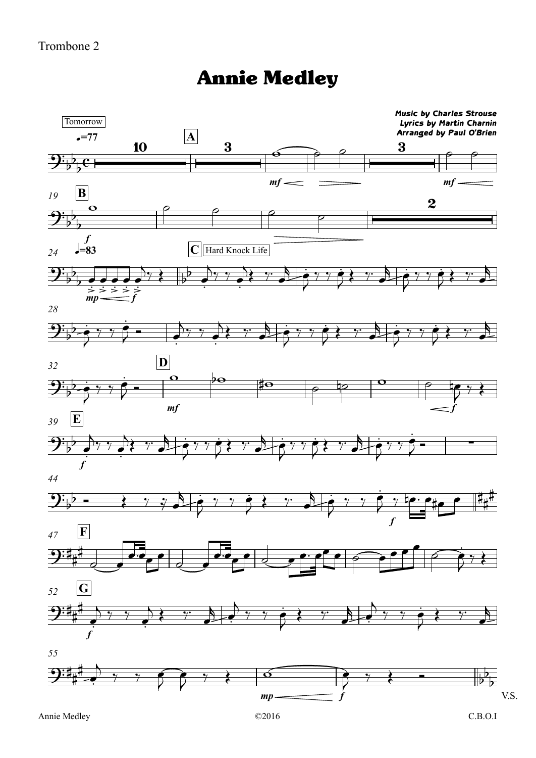Trombone 2

# Annie Medley

**Music by Charles Strouse**
**Lyrics by Martin Charnin**
**Arranged by Paul O'Brien**

Tomorrow

Hard Knock Life

V.S.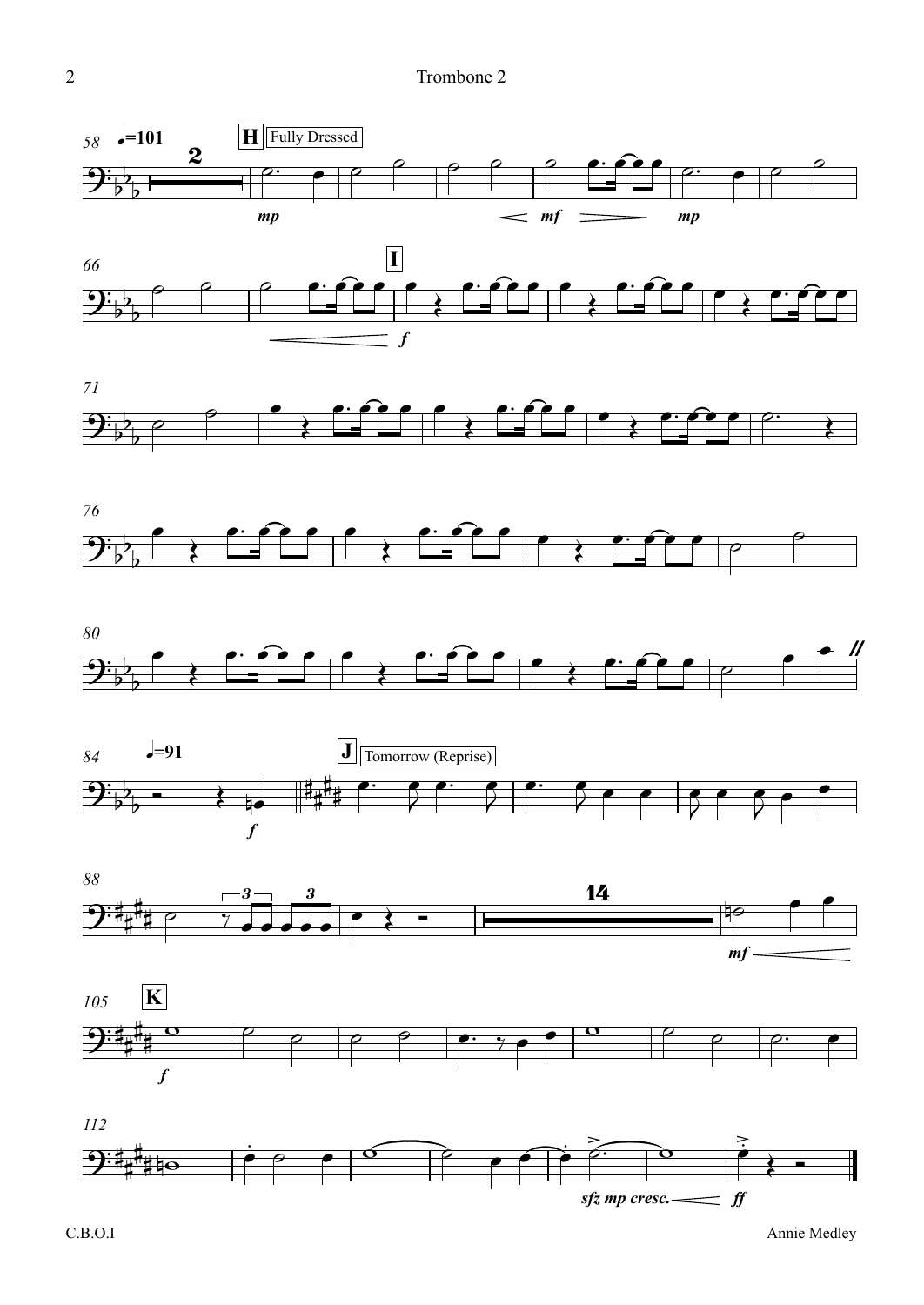58 ♩=101 2 H Fully Dressed

*mp* *mf* *mp*

66 I

*f*

71

76

80

84 ♩=91 J Tomorrow (Reprise)

*f*

88 3 3 14

*mf*

105 K

*f*

112

*sfz mp cresc.* *ff*